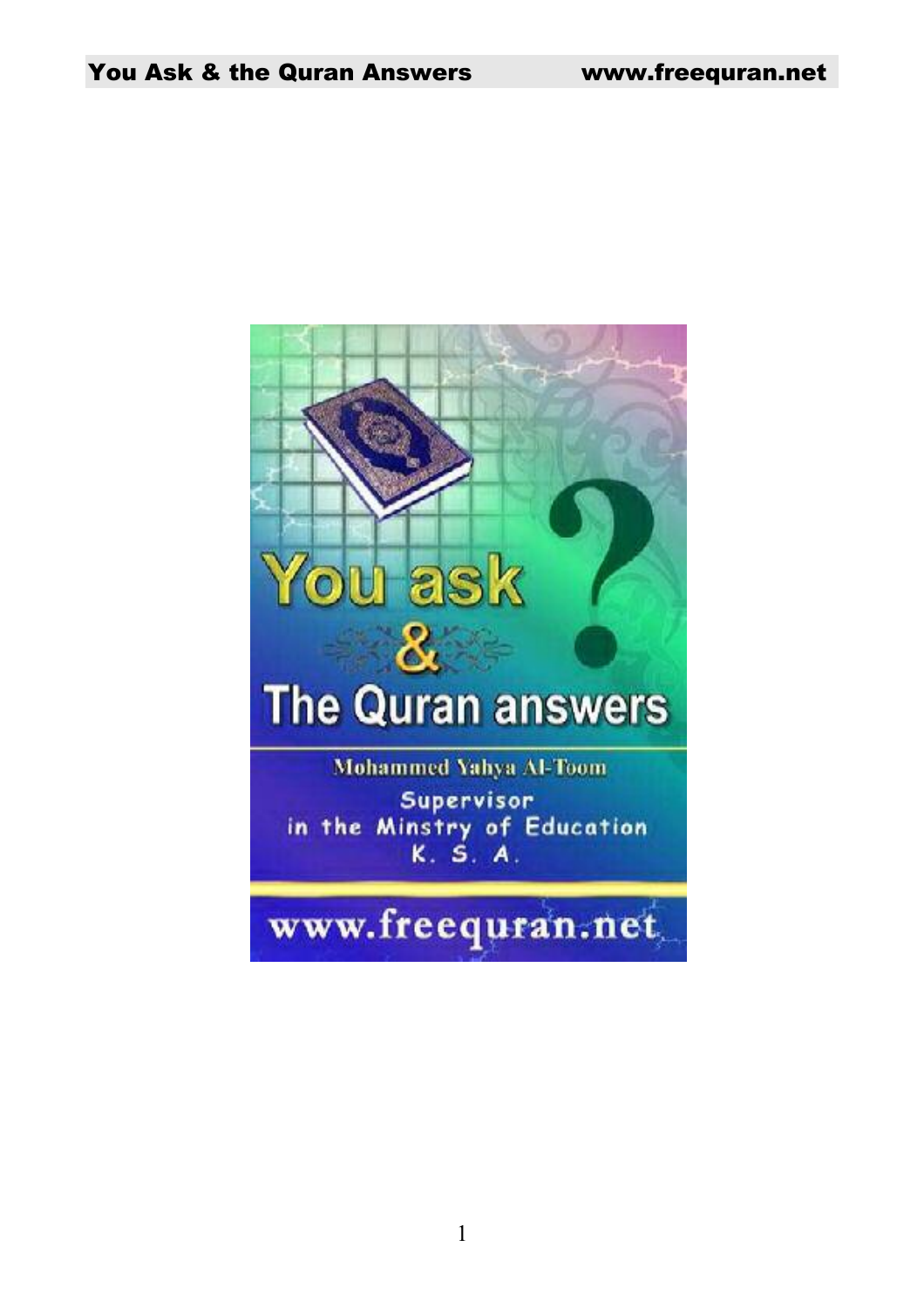# You ask & The Quran answers

Mohammed Yahya Al-Toom

Supervisor
in the Minstry of Education
K. S. A.

www.freequran.net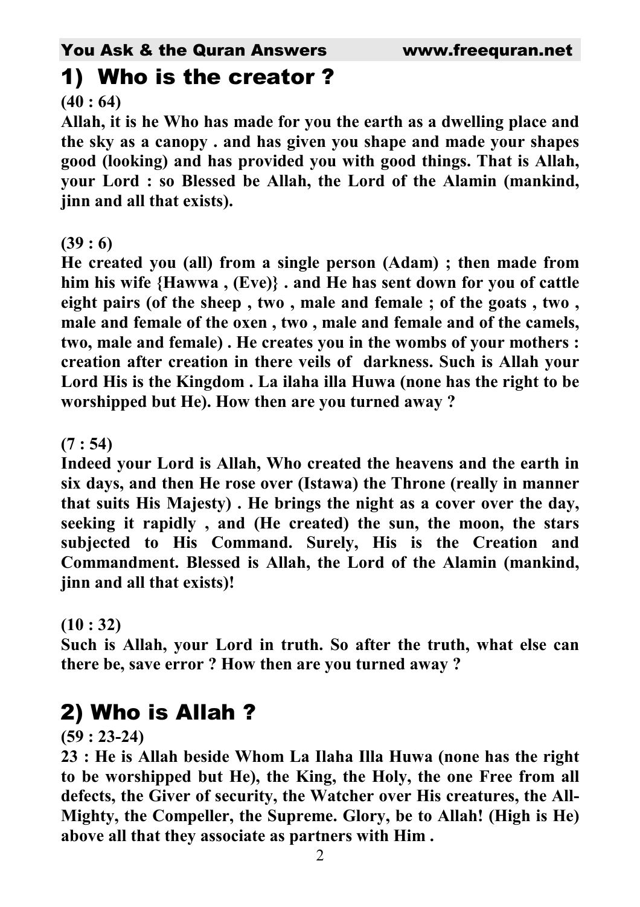## 1) Who is the creator ?

**(40 : 64)**

**Allah, it is he Who has made for you the earth as a dwelling place and the sky as a canopy . and has given you shape and made your shapes good (looking) and has provided you with good things. That is Allah, your Lord : so Blessed be Allah, the Lord of the Alamin (mankind, jinn and all that exists).**

**(39 : 6)**

**He created you (all) from a single person (Adam) ; then made from him his wife {Hawwa , (Eve)} . and He has sent down for you of cattle eight pairs (of the sheep , two , male and female ; of the goats , two , male and female of the oxen , two , male and female and of the camels, two, male and female) . He creates you in the wombs of your mothers : creation after creation in there veils of darkness. Such is Allah your Lord His is the Kingdom . La ilaha illa Huwa (none has the right to be worshipped but He). How then are you turned away ?**

**(7 : 54)**

**Indeed your Lord is Allah, Who created the heavens and the earth in six days, and then He rose over (Istawa) the Throne (really in manner that suits His Majesty) . He brings the night as a cover over the day, seeking it rapidly , and (He created) the sun, the moon, the stars subjected to His Command. Surely, His is the Creation and Commandment. Blessed is Allah, the Lord of the Alamin (mankind, jinn and all that exists)!**

**(10 : 32)**

**Such is Allah, your Lord in truth. So after the truth, what else can there be, save error ? How then are you turned away ?**

## 2) Who is Allah ?

**(59 : 23-24)**

**23 : He is Allah beside Whom La Ilaha Illa Huwa (none has the right to be worshipped but He), the King, the Holy, the one Free from all defects, the Giver of security, the Watcher over His creatures, the All-Mighty, the Compeller, the Supreme. Glory, be to Allah! (High is He) above all that they associate as partners with Him .**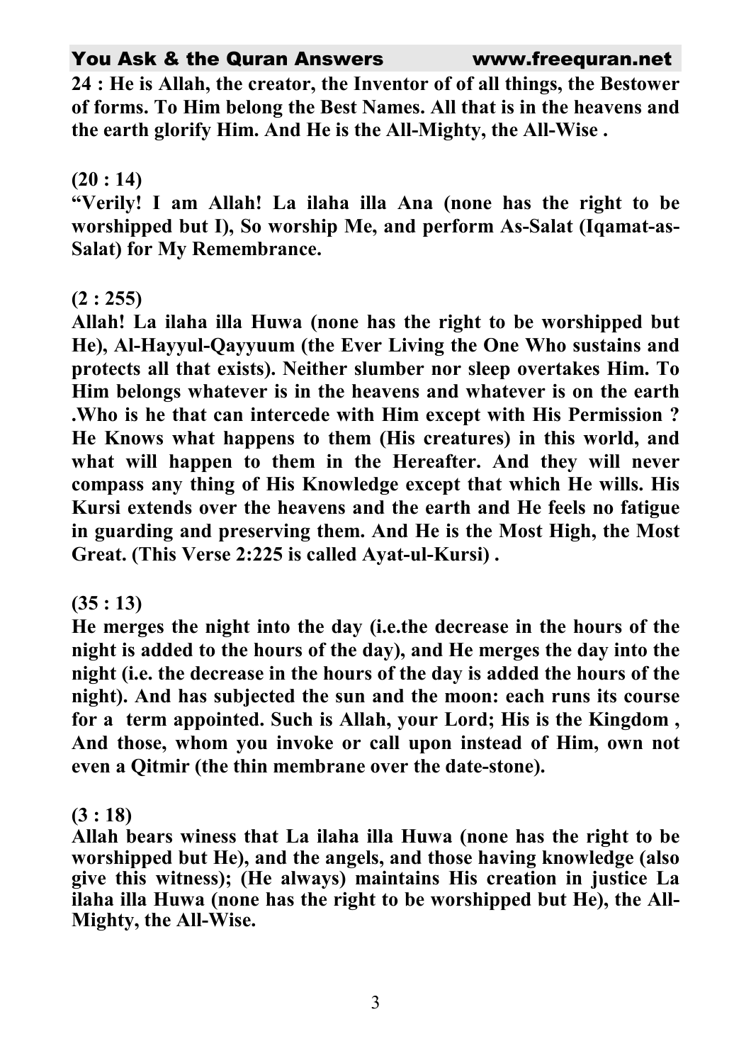**24 : He is Allah, the creator, the Inventor of of all things, the Bestower of forms. To Him belong the Best Names. All that is in the heavens and the earth glorify Him. And He is the All-Mighty, the All-Wise .**

**(20 : 14)**

**"Verily! I am Allah! La ilaha illa Ana (none has the right to be worshipped but I), So worship Me, and perform As-Salat (Iqamat-as-Salat) for My Remembrance.**

**(2 : 255)**

**Allah! La ilaha illa Huwa (none has the right to be worshipped but He), Al-Hayyul-Qayyuum (the Ever Living the One Who sustains and protects all that exists). Neither slumber nor sleep overtakes Him. To Him belongs whatever is in the heavens and whatever is on the earth .Who is he that can intercede with Him except with His Permission ? He Knows what happens to them (His creatures) in this world, and what will happen to them in the Hereafter. And they will never compass any thing of His Knowledge except that which He wills. His Kursi extends over the heavens and the earth and He feels no fatigue in guarding and preserving them. And He is the Most High, the Most Great. (This Verse 2:225 is called Ayat-ul-Kursi) .**

**(35 : 13)**

**He merges the night into the day (i.e.the decrease in the hours of the night is added to the hours of the day), and He merges the day into the night (i.e. the decrease in the hours of the day is added the hours of the night). And has subjected the sun and the moon: each runs its course for a term appointed. Such is Allah, your Lord; His is the Kingdom , And those, whom you invoke or call upon instead of Him, own not even a Qitmir (the thin membrane over the date-stone).**

**(3 : 18)**

**Allah bears winess that La ilaha illa Huwa (none has the right to be worshipped but He), and the angels, and those having knowledge (also give this witness); (He always) maintains His creation in justice La ilaha illa Huwa (none has the right to be worshipped but He), the All-Mighty, the All-Wise.**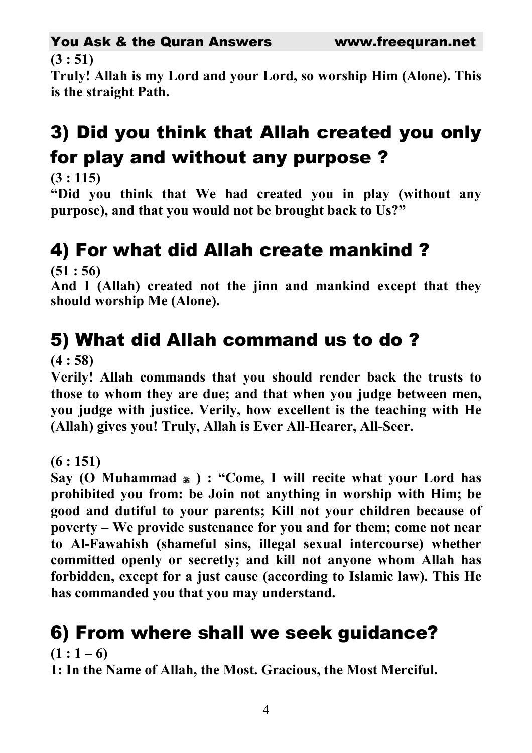**(3 : 51)**

**Truly! Allah is my Lord and your Lord, so worship Him (Alone). This is the straight Path.**

## 3) Did you think that Allah created you only for play and without any purpose ?

**(3 : 115)**

**"Did you think that We had created you in play (without any purpose), and that you would not be brought back to Us?"**

## 4) For what did Allah create mankind ?

**(51 : 56)**

**And I (Allah) created not the jinn and mankind except that they should worship Me (Alone).**

## 5) What did Allah command us to do ?

**(4 : 58)**

**Verily! Allah commands that you should render back the trusts to those to whom they are due; and that when you judge between men, you judge with justice. Verily, how excellent is the teaching with He (Allah) gives you! Truly, Allah is Ever All-Hearer, All-Seer.**

**(6 : 151)**

**Say (O Muhammad ﷺ ) : "Come, I will recite what your Lord has prohibited you from: be Join not anything in worship with Him; be good and dutiful to your parents; Kill not your children because of poverty – We provide sustenance for you and for them; come not near to Al-Fawahish (shameful sins, illegal sexual intercourse) whether committed openly or secretly; and kill not anyone whom Allah has forbidden, except for a just cause (according to Islamic law). This He has commanded you that you may understand.**

## 6) From where shall we seek guidance?

**(1 : 1 – 6)**

**1: In the Name of Allah, the Most. Gracious, the Most Merciful.**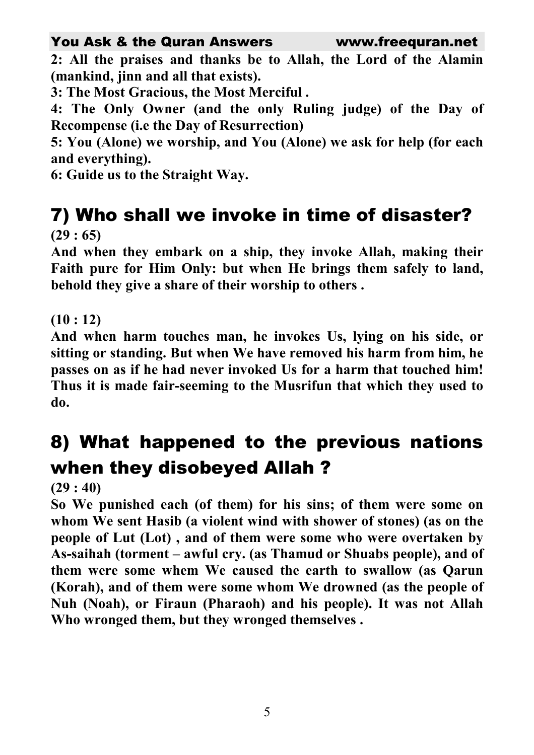**2: All the praises and thanks be to Allah, the Lord of the Alamin (mankind, jinn and all that exists).**

**3: The Most Gracious, the Most Merciful .**

**4: The Only Owner (and the only Ruling judge) of the Day of Recompense (i.e the Day of Resurrection)**

**5: You (Alone) we worship, and You (Alone) we ask for help (for each and everything).**

**6: Guide us to the Straight Way.**

## 7) Who shall we invoke in time of disaster?

**(29 : 65)**

**And when they embark on a ship, they invoke Allah, making their Faith pure for Him Only: but when He brings them safely to land, behold they give a share of their worship to others .**

**(10 : 12)**

**And when harm touches man, he invokes Us, lying on his side, or sitting or standing. But when We have removed his harm from him, he passes on as if he had never invoked Us for a harm that touched him! Thus it is made fair-seeming to the Musrifun that which they used to do.**

## 8) What happened to the previous nations when they disobeyed Allah ?

**(29 : 40)**

**So We punished each (of them) for his sins; of them were some on whom We sent Hasib (a violent wind with shower of stones) (as on the people of Lut (Lot) , and of them were some who were overtaken by As-saihah (torment – awful cry. (as Thamud or Shuabs people), and of them were some whem We caused the earth to swallow (as Qarun (Korah), and of them were some whom We drowned (as the people of Nuh (Noah), or Firaun (Pharaoh) and his people). It was not Allah Who wronged them, but they wronged themselves .**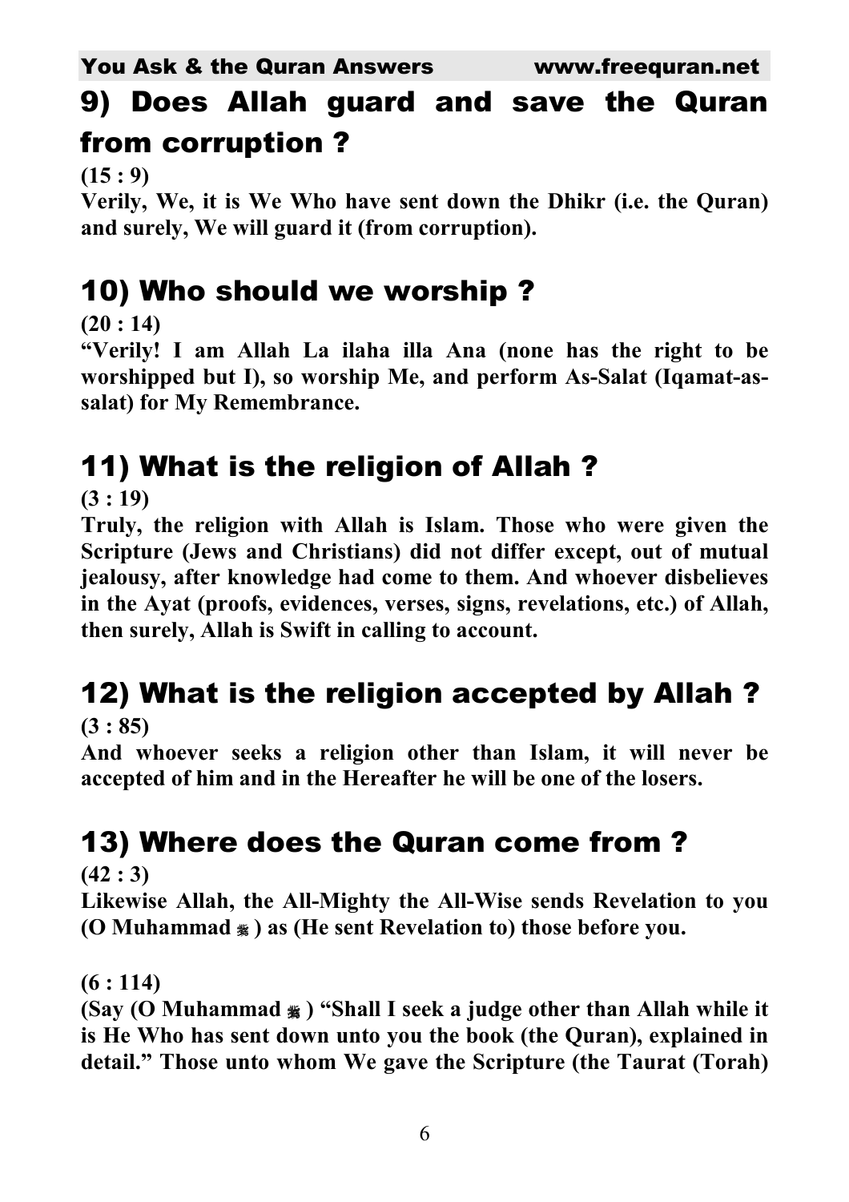## 9) Does Allah guard and save the Quran from corruption ?

**(15 : 9)**

**Verily, We, it is We Who have sent down the Dhikr (i.e. the Quran) and surely, We will guard it (from corruption).**

## 10) Who should we worship ?

**(20 : 14)**

**"Verily! I am Allah La ilaha illa Ana (none has the right to be worshipped but I), so worship Me, and perform As-Salat (Iqamat-as-salat) for My Remembrance.**

## 11) What is the religion of Allah ?

**(3 : 19)**

**Truly, the religion with Allah is Islam. Those who were given the Scripture (Jews and Christians) did not differ except, out of mutual jealousy, after knowledge had come to them. And whoever disbelieves in the Ayat (proofs, evidences, verses, signs, revelations, etc.) of Allah, then surely, Allah is Swift in calling to account.**

## 12) What is the religion accepted by Allah ?

**(3 : 85)**

**And whoever seeks a religion other than Islam, it will never be accepted of him and in the Hereafter he will be one of the losers.**

## 13) Where does the Quran come from ?

**(42 : 3)**

**Likewise Allah, the All-Mighty the All-Wise sends Revelation to you (O Muhammad ﷺ ) as (He sent Revelation to) those before you.**

**(6 : 114)**

**(Say (O Muhammad ﷺ ) "Shall I seek a judge other than Allah while it is He Who has sent down unto you the book (the Quran), explained in detail." Those unto whom We gave the Scripture (the Taurat (Torah)**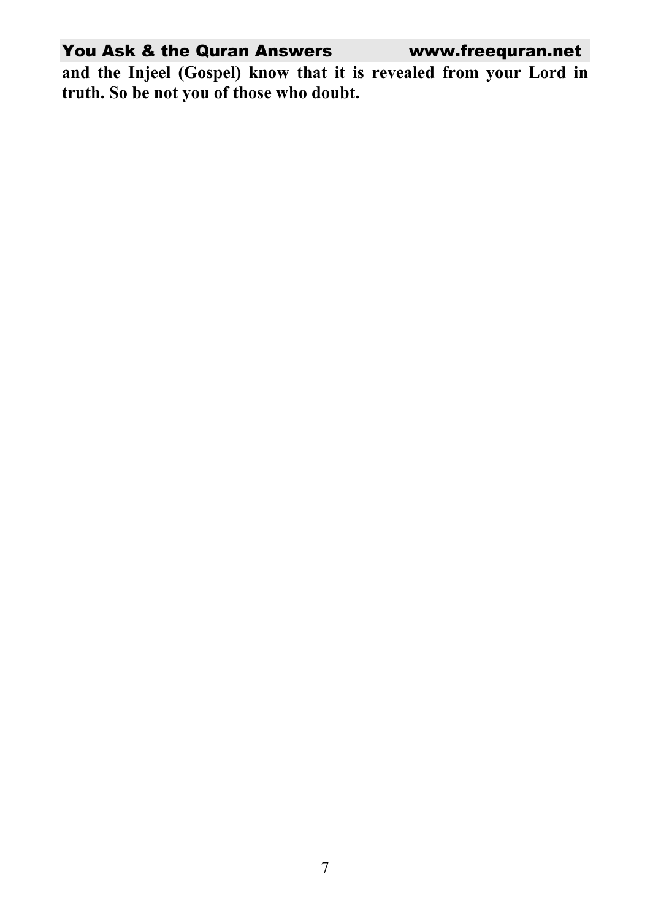**and the Injeel (Gospel) know that it is revealed from your Lord in truth. So be not you of those who doubt.**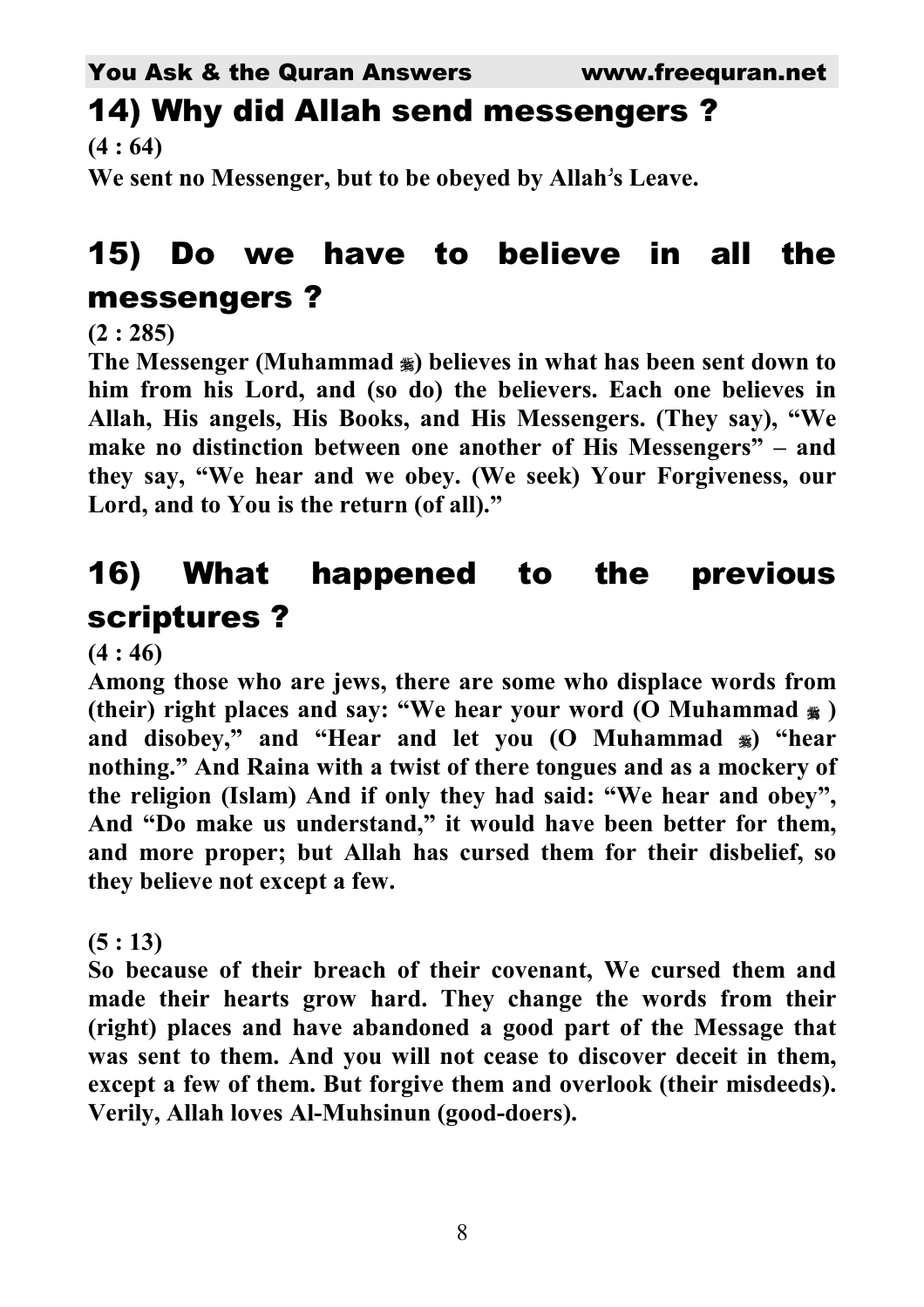## 14) Why did Allah send messengers ?

**(4 : 64)**

**We sent no Messenger, but to be obeyed by Allah's Leave.**

## 15) Do we have to believe in all the messengers ?

**(2 : 285)**

**The Messenger (Muhammad ﷺ) believes in what has been sent down to him from his Lord, and (so do) the believers. Each one believes in Allah, His angels, His Books, and His Messengers. (They say), "We make no distinction between one another of His Messengers" – and they say, "We hear and we obey. (We seek) Your Forgiveness, our Lord, and to You is the return (of all)."**

## 16) What happened to the previous scriptures ?

**(4 : 46)**

**Among those who are jews, there are some who displace words from (their) right places and say: "We hear your word (O Muhammad ﷺ ) and disobey," and "Hear and let you (O Muhammad ﷺ) "hear nothing." And Raina with a twist of there tongues and as a mockery of the religion (Islam) And if only they had said: "We hear and obey", And "Do make us understand," it would have been better for them, and more proper; but Allah has cursed them for their disbelief, so they believe not except a few.**

**(5 : 13)**

**So because of their breach of their covenant, We cursed them and made their hearts grow hard. They change the words from their (right) places and have abandoned a good part of the Message that was sent to them. And you will not cease to discover deceit in them, except a few of them. But forgive them and overlook (their misdeeds). Verily, Allah loves Al-Muhsinun (good-doers).**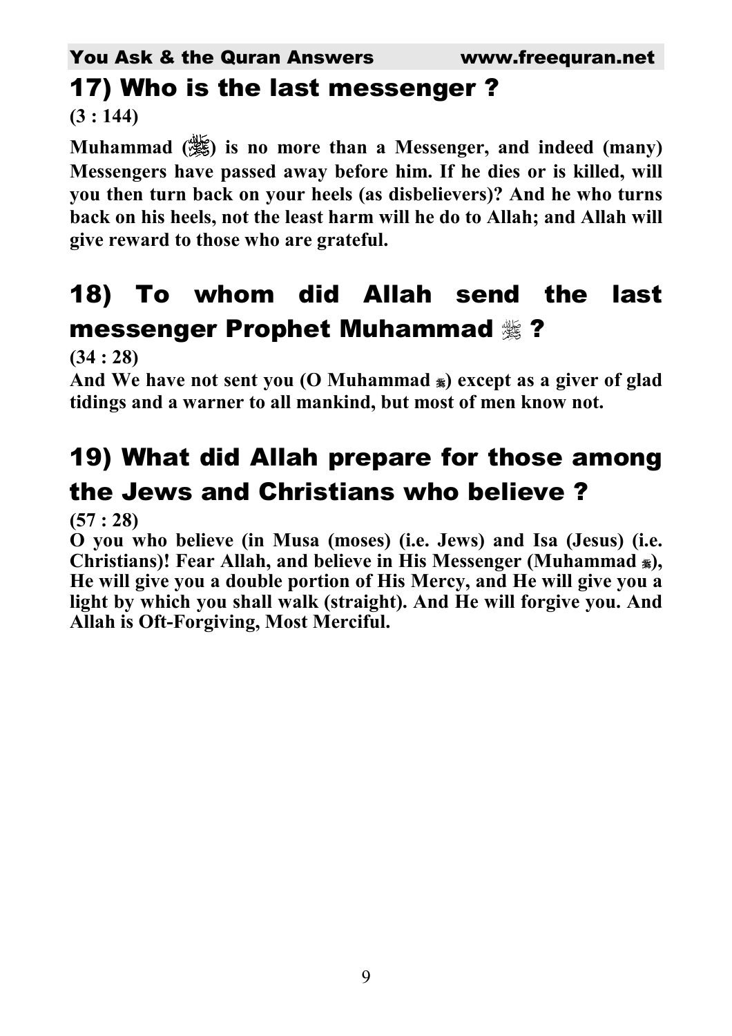## 17) Who is the last messenger ?

**(3 : 144)**

**Muhammad (ﷺ) is no more than a Messenger, and indeed (many) Messengers have passed away before him. If he dies or is killed, will you then turn back on your heels (as disbelievers)? And he who turns back on his heels, not the least harm will he do to Allah; and Allah will give reward to those who are grateful.**

## 18) To whom did Allah send the last messenger Prophet Muhammad ﷺ ?

**(34 : 28)**

**And We have not sent you (O Muhammad ﷺ) except as a giver of glad tidings and a warner to all mankind, but most of men know not.**

## 19) What did Allah prepare for those among the Jews and Christians who believe ?

**(57 : 28)**

**O you who believe (in Musa (moses) (i.e. Jews) and Isa (Jesus) (i.e. Christians)! Fear Allah, and believe in His Messenger (Muhammad ﷺ), He will give you a double portion of His Mercy, and He will give you a light by which you shall walk (straight). And He will forgive you. And Allah is Oft-Forgiving, Most Merciful.**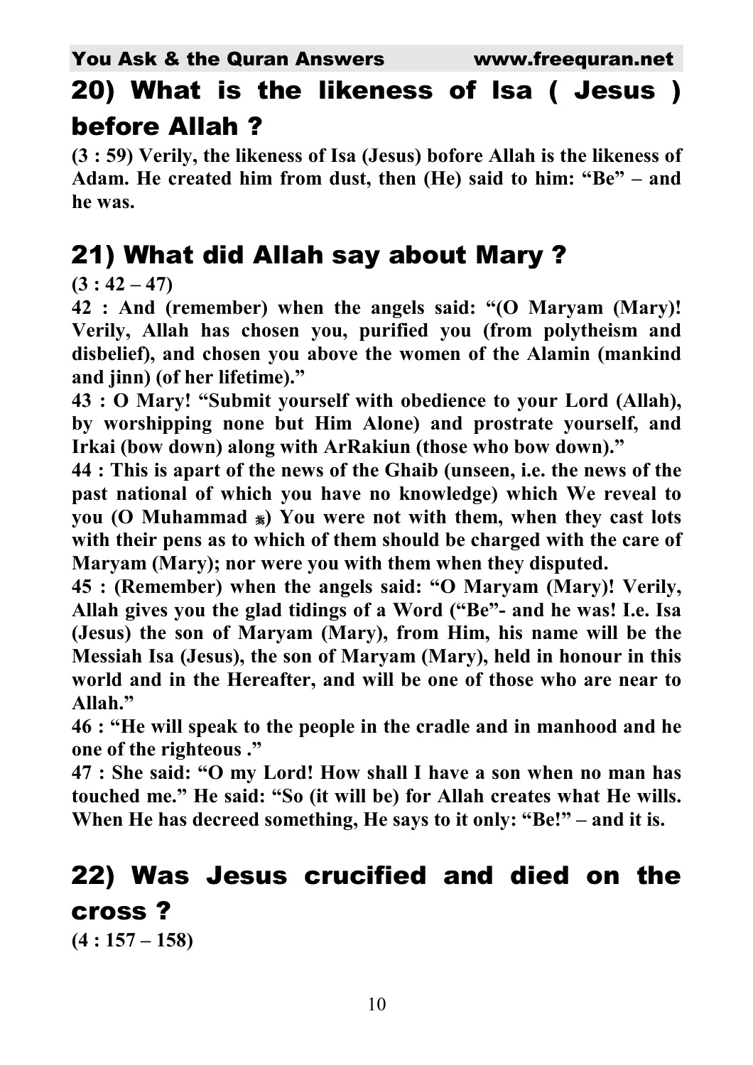## 20) What is the likeness of Isa ( Jesus ) before Allah ?

**(3 : 59) Verily, the likeness of Isa (Jesus) bofore Allah is the likeness of Adam. He created him from dust, then (He) said to him: "Be" – and he was.**

## 21) What did Allah say about Mary ?

**(3 : 42 – 47)**

**42 : And (remember) when the angels said: "(O Maryam (Mary)! Verily, Allah has chosen you, purified you (from polytheism and disbelief), and chosen you above the women of the Alamin (mankind and jinn) (of her lifetime)."**

**43 : O Mary! "Submit yourself with obedience to your Lord (Allah), by worshipping none but Him Alone) and prostrate yourself, and Irkai (bow down) along with ArRakiun (those who bow down)."**

**44 : This is apart of the news of the Ghaib (unseen, i.e. the news of the past national of which you have no knowledge) which We reveal to you (O Muhammad ﷺ) You were not with them, when they cast lots with their pens as to which of them should be charged with the care of Maryam (Mary); nor were you with them when they disputed.**

**45 : (Remember) when the angels said: "O Maryam (Mary)! Verily, Allah gives you the glad tidings of a Word ("Be"- and he was! I.e. Isa (Jesus) the son of Maryam (Mary), from Him, his name will be the Messiah Isa (Jesus), the son of Maryam (Mary), held in honour in this world and in the Hereafter, and will be one of those who are near to Allah."**

**46 : "He will speak to the people in the cradle and in manhood and he one of the righteous ."**

**47 : She said: "O my Lord! How shall I have a son when no man has touched me." He said: "So (it will be) for Allah creates what He wills. When He has decreed something, He says to it only: "Be!" – and it is.**

## 22) Was Jesus crucified and died on the cross ?

**(4 : 157 – 158)**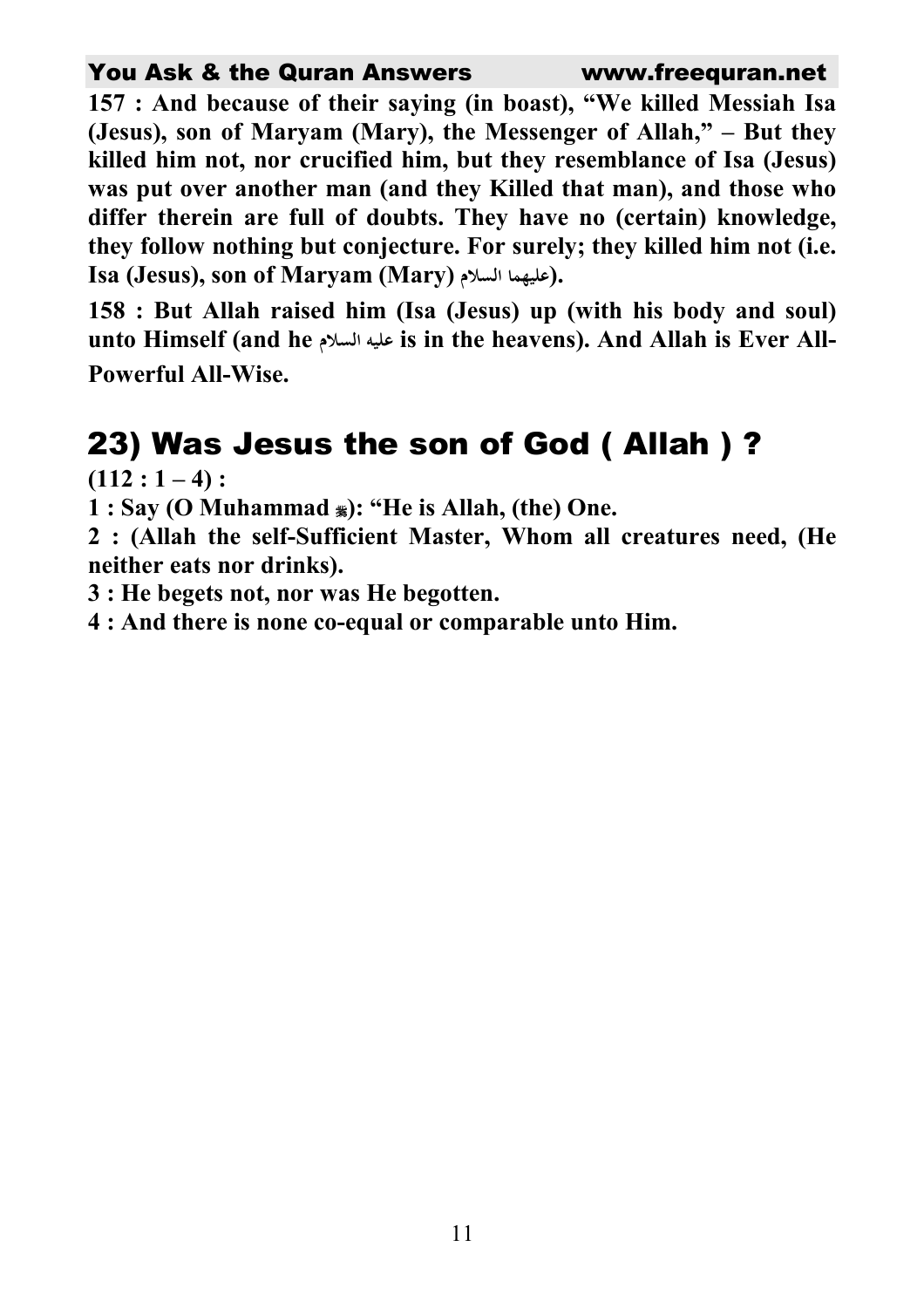**157 : And because of their saying (in boast), "We killed Messiah Isa (Jesus), son of Maryam (Mary), the Messenger of Allah," – But they killed him not, nor crucified him, but they resemblance of Isa (Jesus) was put over another man (and they Killed that man), and those who differ therein are full of doubts. They have no (certain) knowledge, they follow nothing but conjecture. For surely; they killed him not (i.e. Isa (Jesus), son of Maryam (Mary) عليهما السلام).**

**158 : But Allah raised him (Isa (Jesus) up (with his body and soul) unto Himself (and he عليه السلام is in the heavens). And Allah is Ever All-Powerful All-Wise.**

## 23) Was Jesus the son of God ( Allah ) ?

**(112 : 1 – 4) :**

**1 : Say (O Muhammad ﷺ): "He is Allah, (the) One.**

**2 : (Allah the self-Sufficient Master, Whom all creatures need, (He neither eats nor drinks).**

**3 : He begets not, nor was He begotten.**

**4 : And there is none co-equal or comparable unto Him.**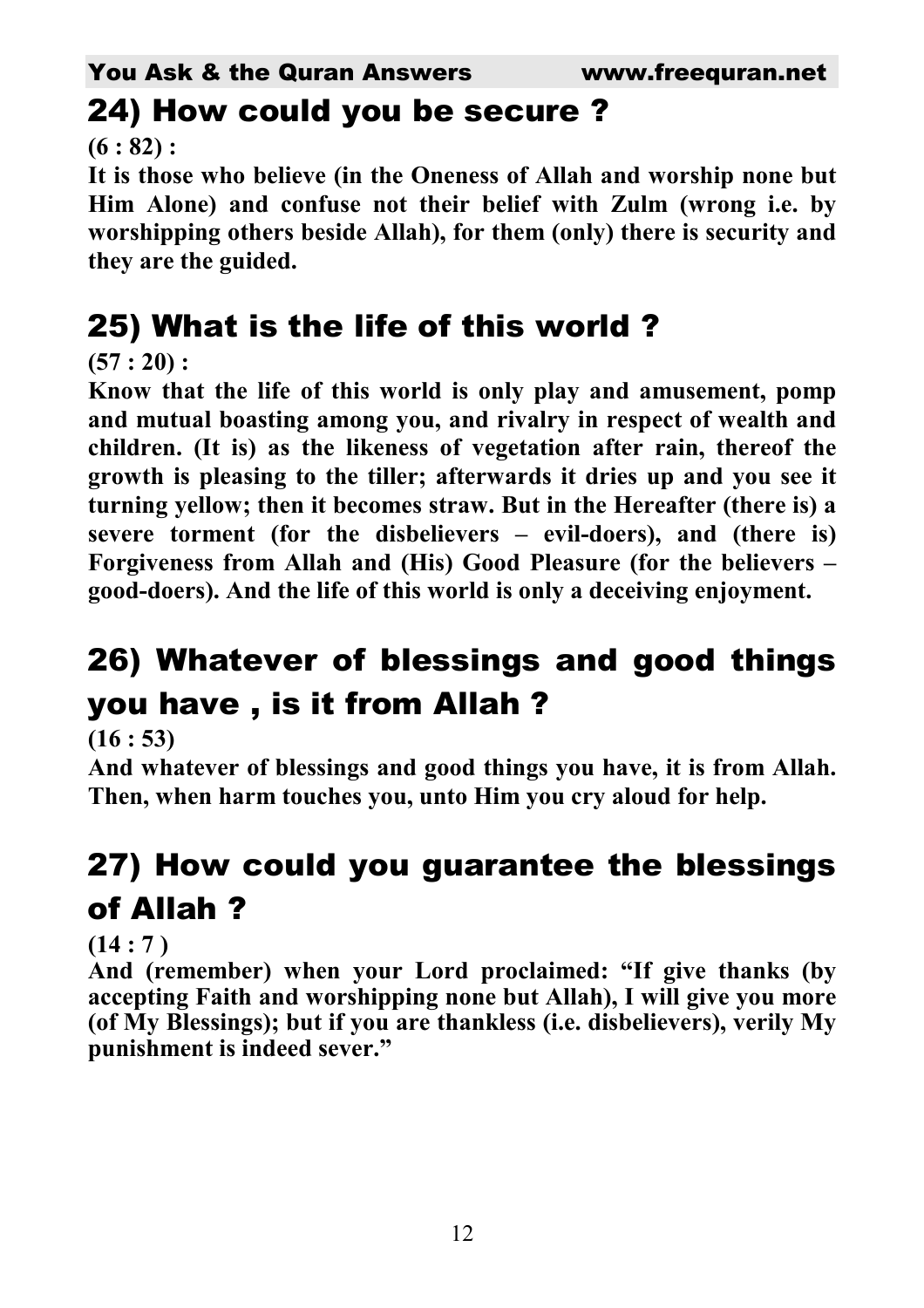## 24) How could you be secure ?

**(6 : 82) :**

**It is those who believe (in the Oneness of Allah and worship none but Him Alone) and confuse not their belief with Zulm (wrong i.e. by worshipping others beside Allah), for them (only) there is security and they are the guided.**

## 25) What is the life of this world ?

**(57 : 20) :**

**Know that the life of this world is only play and amusement, pomp and mutual boasting among you, and rivalry in respect of wealth and children. (It is) as the likeness of vegetation after rain, thereof the growth is pleasing to the tiller; afterwards it dries up and you see it turning yellow; then it becomes straw. But in the Hereafter (there is) a severe torment (for the disbelievers – evil-doers), and (there is) Forgiveness from Allah and (His) Good Pleasure (for the believers – good-doers). And the life of this world is only a deceiving enjoyment.**

## 26) Whatever of blessings and good things you have , is it from Allah ?

**(16 : 53)**

**And whatever of blessings and good things you have, it is from Allah. Then, when harm touches you, unto Him you cry aloud for help.**

## 27) How could you guarantee the blessings of Allah ?

**(14 : 7 )**

**And (remember) when your Lord proclaimed: "If give thanks (by accepting Faith and worshipping none but Allah), I will give you more (of My Blessings); but if you are thankless (i.e. disbelievers), verily My punishment is indeed sever."**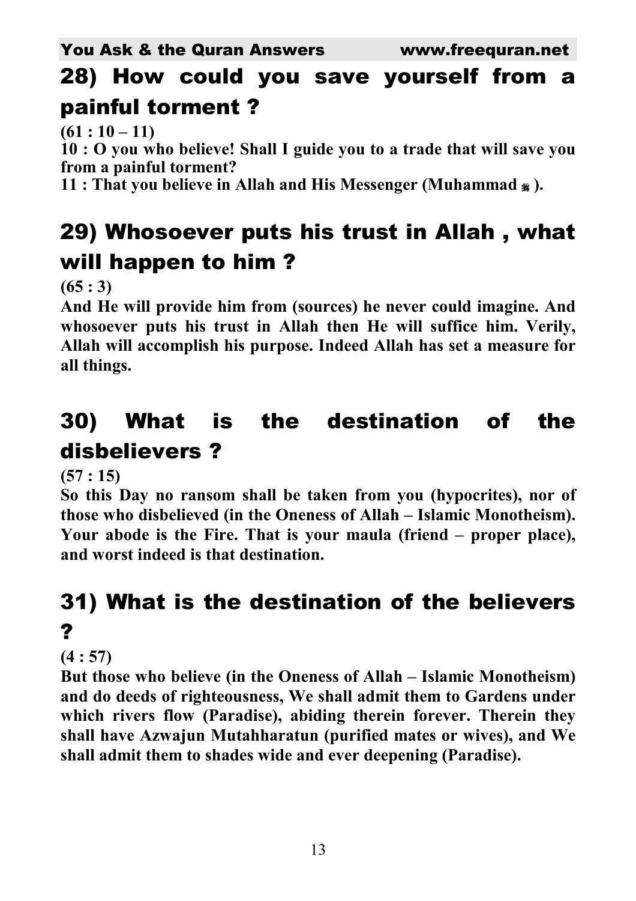## 28) How could you save yourself from a painful torment ?

**(61 : 10 – 11)**

**10 : O you who believe! Shall I guide you to a trade that will save you from a painful torment?**

**11 : That you believe in Allah and His Messenger (Muhammad ﷺ ).**

## 29) Whosoever puts his trust in Allah , what will happen to him ?

**(65 : 3)**

**And He will provide him from (sources) he never could imagine. And whosoever puts his trust in Allah then He will suffice him. Verily, Allah will accomplish his purpose. Indeed Allah has set a measure for all things.**

## 30) What is the destination of the disbelievers ?

**(57 : 15)**

**So this Day no ransom shall be taken from you (hypocrites), nor of those who disbelieved (in the Oneness of Allah – Islamic Monotheism). Your abode is the Fire. That is your maula (friend – proper place), and worst indeed is that destination.**

## 31) What is the destination of the believers ?

**(4 : 57)**

**But those who believe (in the Oneness of Allah – Islamic Monotheism) and do deeds of righteousness, We shall admit them to Gardens under which rivers flow (Paradise), abiding therein forever. Therein they shall have Azwajun Mutahharatun (purified mates or wives), and We shall admit them to shades wide and ever deepening (Paradise).**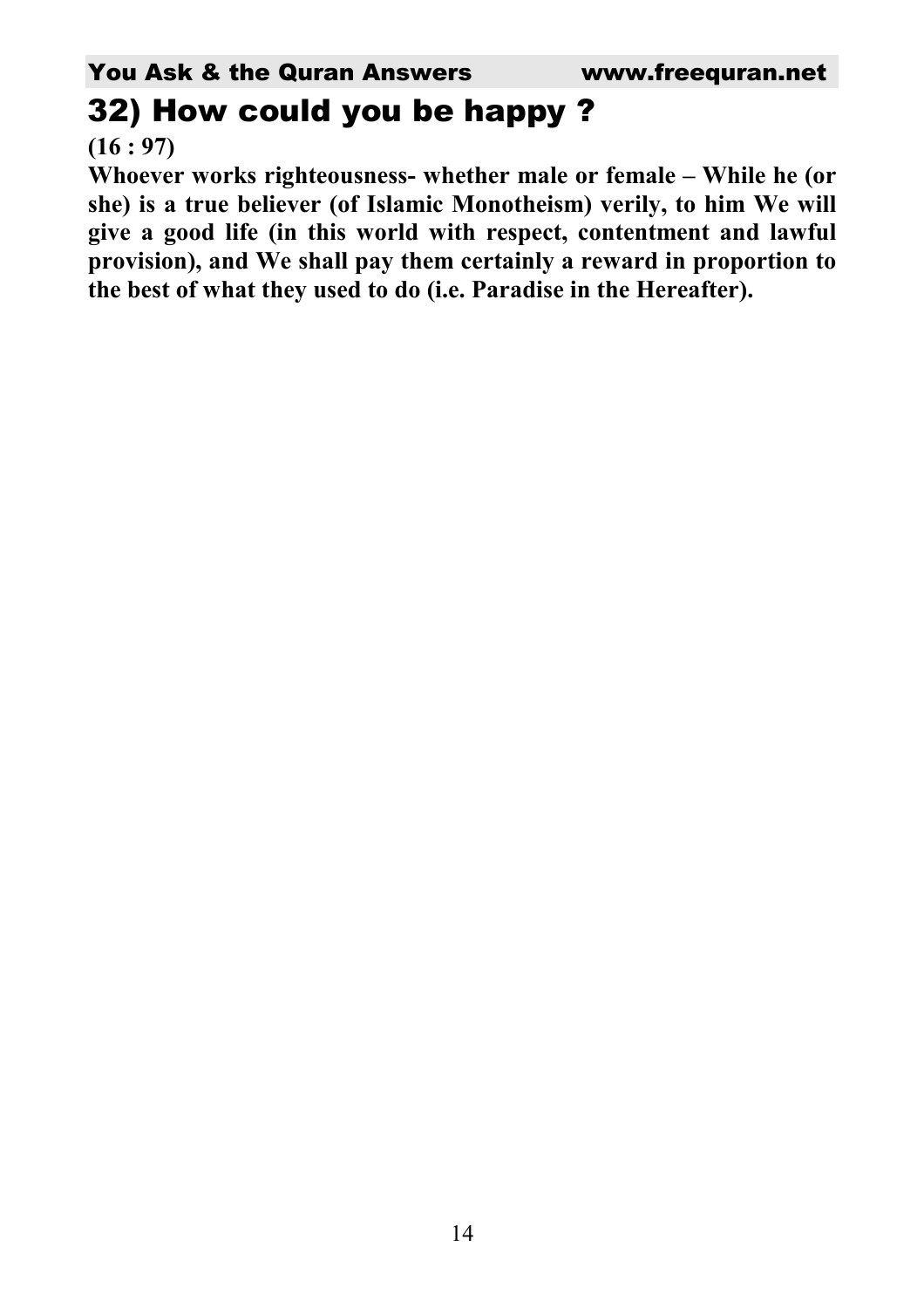## 32) How could you be happy ?

**(16 : 97)**

**Whoever works righteousness- whether male or female – While he (or she) is a true believer (of Islamic Monotheism) verily, to him We will give a good life (in this world with respect, contentment and lawful provision), and We shall pay them certainly a reward in proportion to the best of what they used to do (i.e. Paradise in the Hereafter).**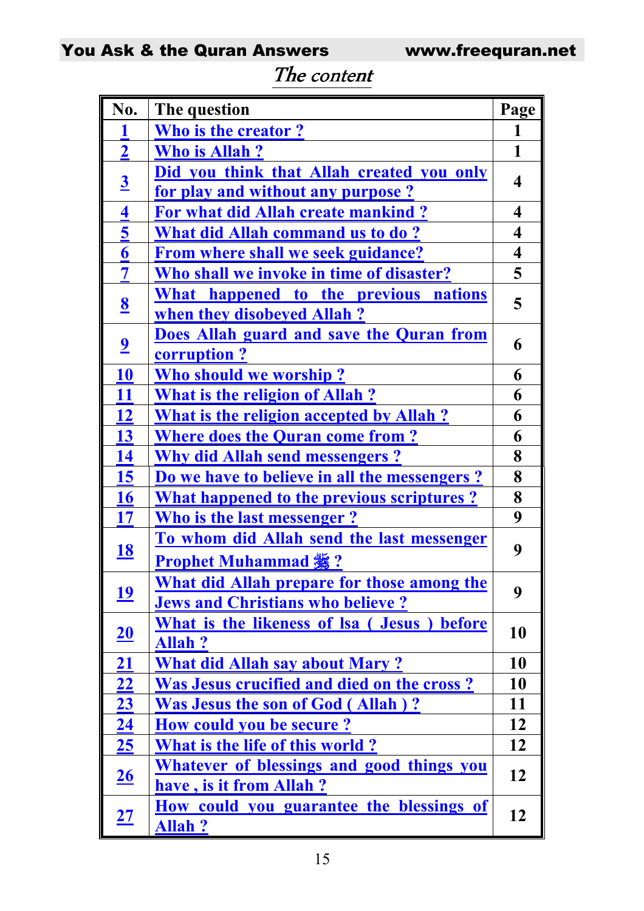## The content

| No. | The question | Page |
|---|---|---|
| 1 | Who is the creator ? | 1 |
| 2 | Who is Allah ? | 1 |
| 3 | Did you think that Allah created you only for play and without any purpose ? | 4 |
| 4 | For what did Allah create mankind ? | 4 |
| 5 | What did Allah command us to do ? | 4 |
| 6 | From where shall we seek guidance? | 4 |
| 7 | Who shall we invoke in time of disaster? | 5 |
| 8 | What happened to the previous nations when they disobeyed Allah ? | 5 |
| 9 | Does Allah guard and save the Quran from corruption ? | 6 |
| 10 | Who should we worship ? | 6 |
| 11 | What is the religion of Allah ? | 6 |
| 12 | What is the religion accepted by Allah ? | 6 |
| 13 | Where does the Quran come from ? | 6 |
| 14 | Why did Allah send messengers ? | 8 |
| 15 | Do we have to believe in all the messengers ? | 8 |
| 16 | What happened to the previous scriptures ? | 8 |
| 17 | Who is the last messenger ? | 9 |
| 18 | To whom did Allah send the last messenger Prophet Muhammad ﷺ ? | 9 |
| 19 | What did Allah prepare for those among the Jews and Christians who believe ? | 9 |
| 20 | What is the likeness of Isa ( Jesus ) before Allah ? | 10 |
| 21 | What did Allah say about Mary ? | 10 |
| 22 | Was Jesus crucified and died on the cross ? | 10 |
| 23 | Was Jesus the son of God ( Allah ) ? | 11 |
| 24 | How could you be secure ? | 12 |
| 25 | What is the life of this world ? | 12 |
| 26 | Whatever of blessings and good things you have , is it from Allah ? | 12 |
| 27 | How could you guarantee the blessings of Allah ? | 12 |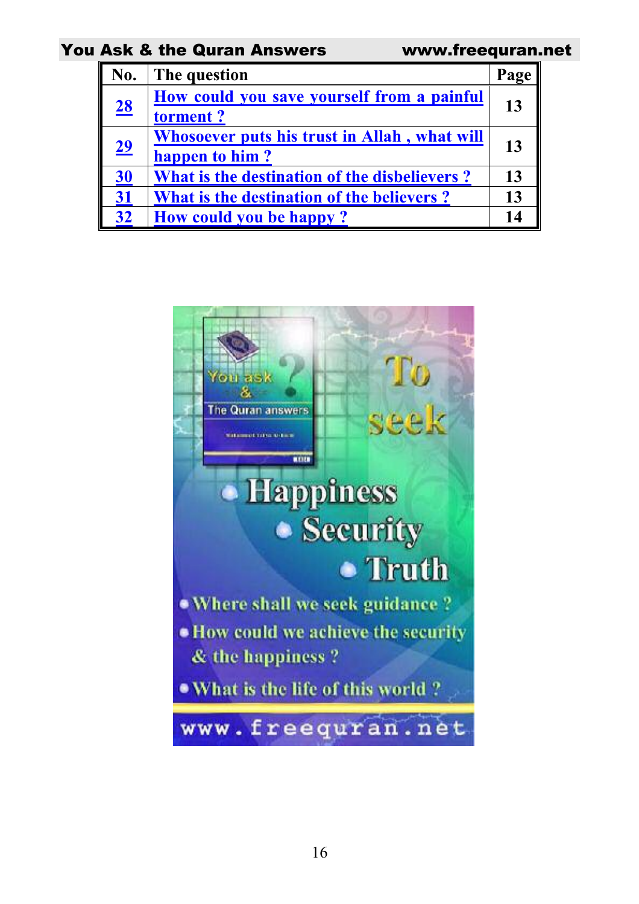| No. | The question | Page |
|---|---|---|
| 28 | How could you save yourself from a painful torment ? | 13 |
| 29 | Whosoever puts his trust in Allah , what will happen to him ? | 13 |
| 30 | What is the destination of the disbelievers ? | 13 |
| 31 | What is the destination of the believers ? | 13 |
| 32 | How could you be happy ? | 14 |

You ask & The Quran answers

To seek

- Happiness
- Security
- Truth

- Where shall we seek guidance ?
- How could we achieve the security & the happiness ?
- What is the life of this world ?

www.freequran.net